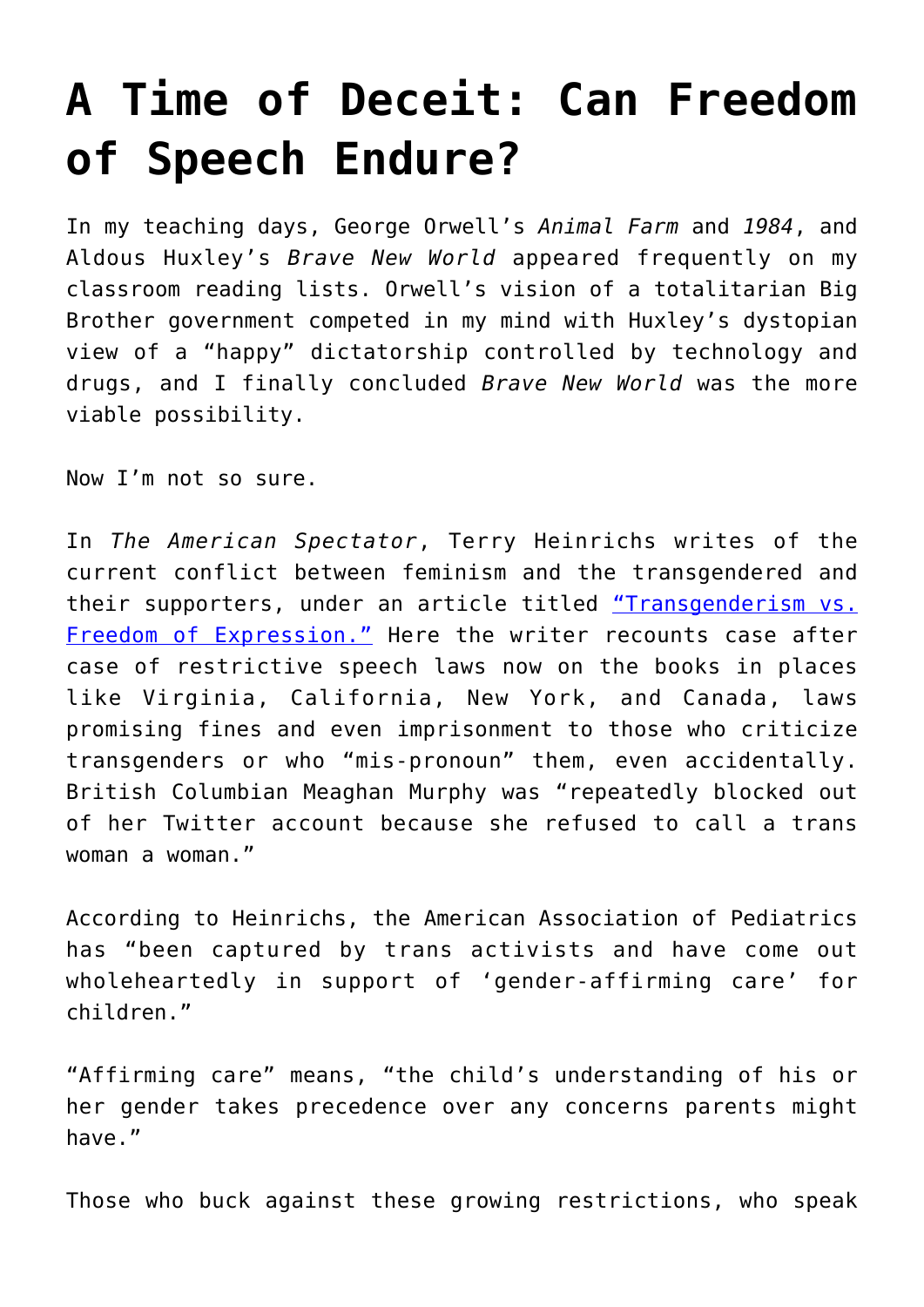# A Time of Deceit: Can Freedom of Speech Endure?

In my teaching days, George Orwell's *Animal Farm* and *1984*, and Aldous Huxley's *Brave New World* appeared frequently on my classroom reading lists. Orwell's vision of a totalitarian Big Brother government competed in my mind with Huxley's dystopian view of a "happy" dictatorship controlled by technology and drugs, and I finally concluded *Brave New World* was the more viable possibility.

Now I'm not so sure.

In *The American Spectator*, Terry Heinrichs writes of the current conflict between feminism and the transgendered and their supporters, under an article titled "Transgenderism vs. Freedom of Expression." Here the writer recounts case after case of restrictive speech laws now on the books in places like Virginia, California, New York, and Canada, laws promising fines and even imprisonment to those who criticize transgenders or who "mis-pronoun" them, even accidentally. British Columbian Meaghan Murphy was "repeatedly blocked out of her Twitter account because she refused to call a trans woman a woman."

According to Heinrichs, the American Association of Pediatrics has "been captured by trans activists and have come out wholeheartedly in support of 'gender-affirming care' for children."

"Affirming care" means, "the child's understanding of his or her gender takes precedence over any concerns parents might have."

Those who buck against these growing restrictions, who speak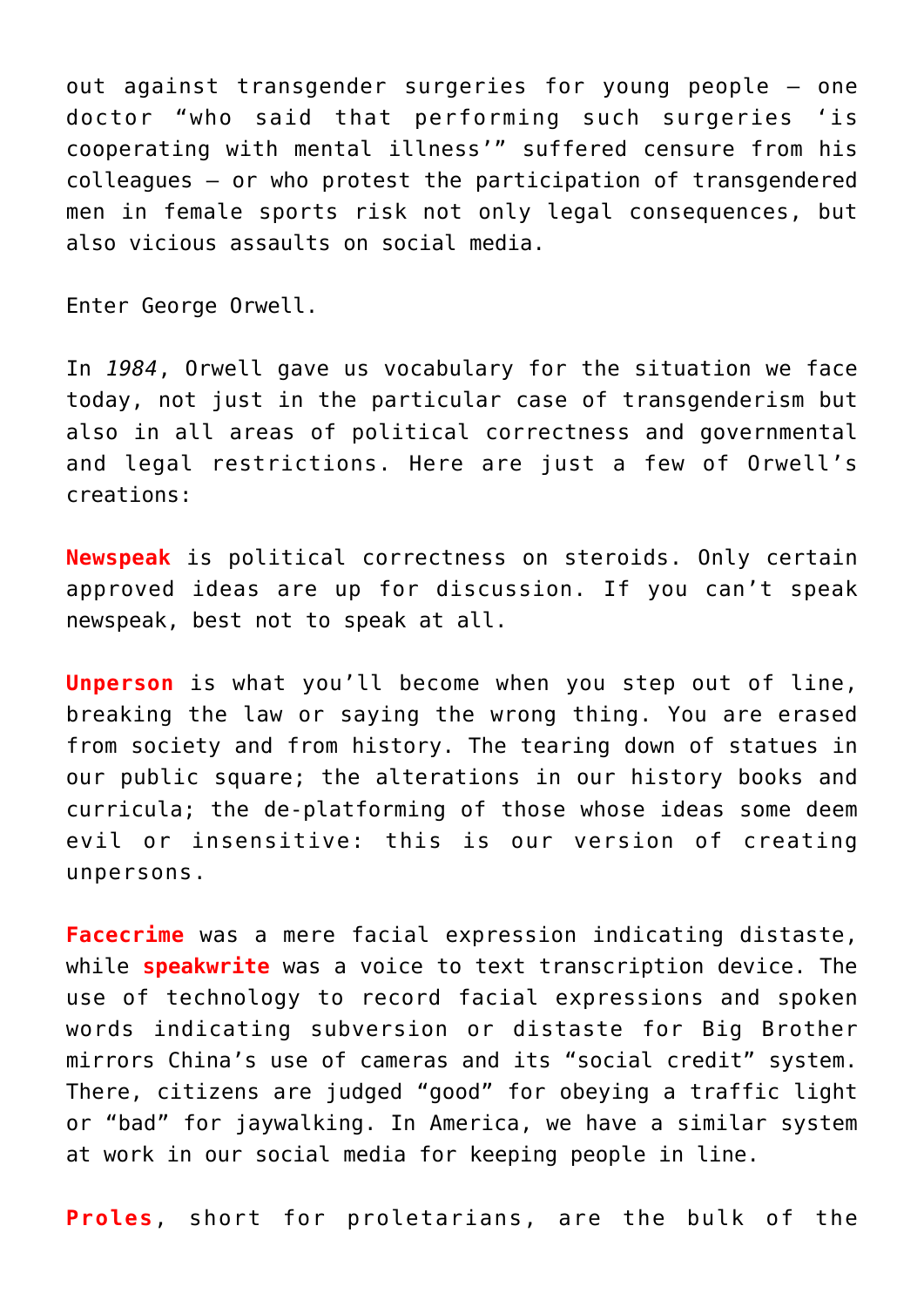out against transgender surgeries for young people — one doctor "who said that performing such surgeries 'is cooperating with mental illness'" suffered censure from his colleagues — or who protest the participation of transgendered men in female sports risk not only legal consequences, but also vicious assaults on social media.

Enter George Orwell.

In *1984*, Orwell gave us vocabulary for the situation we face today, not just in the particular case of transgenderism but also in all areas of political correctness and governmental and legal restrictions. Here are just a few of Orwell's creations:

**Newspeak** is political correctness on steroids. Only certain approved ideas are up for discussion. If you can't speak newspeak, best not to speak at all.

**Unperson** is what you'll become when you step out of line, breaking the law or saying the wrong thing. You are erased from society and from history. The tearing down of statues in our public square; the alterations in our history books and curricula; the de-platforming of those whose ideas some deem evil or insensitive: this is our version of creating unpersons.

**Facecrime** was a mere facial expression indicating distaste, while **speakwrite** was a voice to text transcription device. The use of technology to record facial expressions and spoken words indicating subversion or distaste for Big Brother mirrors China's use of cameras and its "social credit" system. There, citizens are judged "good" for obeying a traffic light or "bad" for jaywalking. In America, we have a similar system at work in our social media for keeping people in line.

**Proles**, short for proletarians, are the bulk of the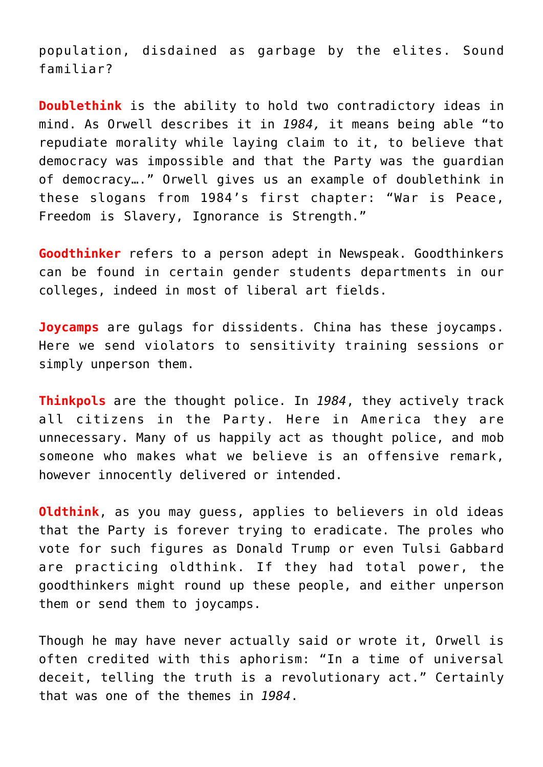population, disdained as garbage by the elites. Sound familiar?

**Doublethink** is the ability to hold two contradictory ideas in mind. As Orwell describes it in *1984,* it means being able "to repudiate morality while laying claim to it, to believe that democracy was impossible and that the Party was the guardian of democracy…." Orwell gives us an example of doublethink in these slogans from 1984's first chapter: "War is Peace, Freedom is Slavery, Ignorance is Strength."

**Goodthinker** refers to a person adept in Newspeak. Goodthinkers can be found in certain gender students departments in our colleges, indeed in most of liberal art fields.

**Joycamps** are gulags for dissidents. China has these joycamps. Here we send violators to sensitivity training sessions or simply unperson them.

**Thinkpols** are the thought police. In *1984*, they actively track all citizens in the Party. Here in America they are unnecessary. Many of us happily act as thought police, and mob someone who makes what we believe is an offensive remark, however innocently delivered or intended.

**Oldthink**, as you may guess, applies to believers in old ideas that the Party is forever trying to eradicate. The proles who vote for such figures as Donald Trump or even Tulsi Gabbard are practicing oldthink. If they had total power, the goodthinkers might round up these people, and either unperson them or send them to joycamps.

Though he may have never actually said or wrote it, Orwell is often credited with this aphorism: "In a time of universal deceit, telling the truth is a revolutionary act." Certainly that was one of the themes in *1984*.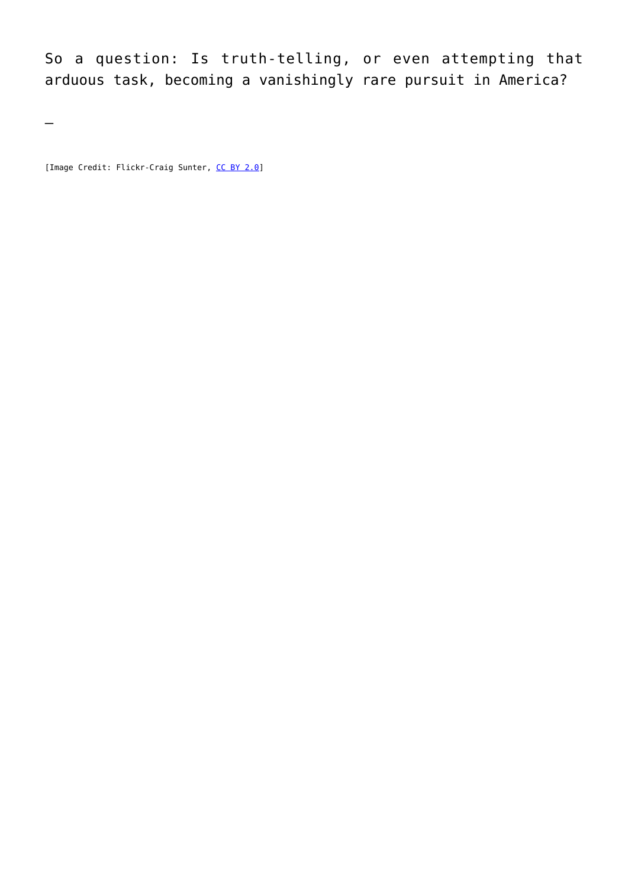So a question: Is truth-telling, or even attempting that arduous task, becoming a vanishingly rare pursuit in America?

—

[Image Credit: Flickr-Craig Sunter, CC BY 2.0]